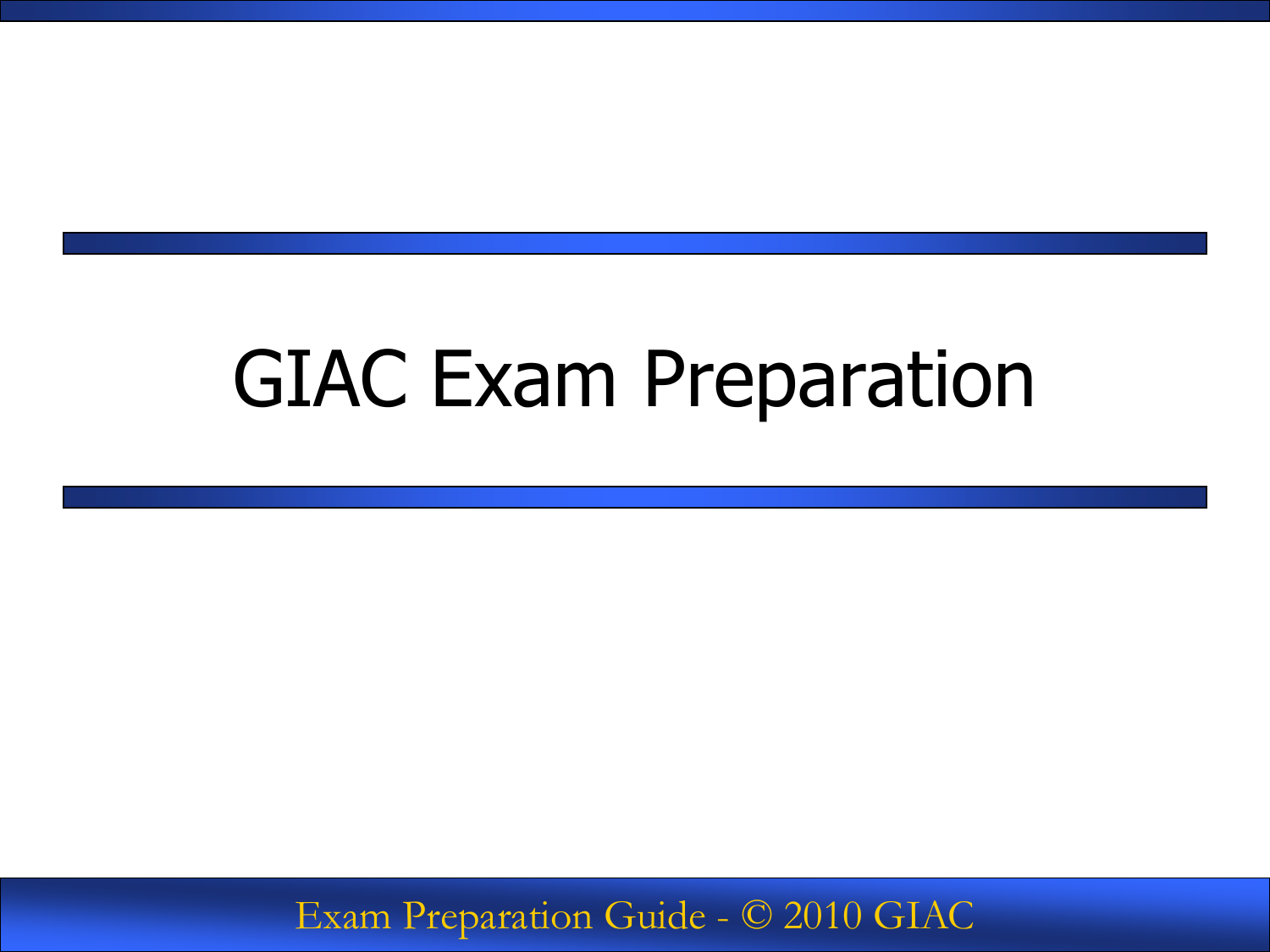# GIAC Exam Preparation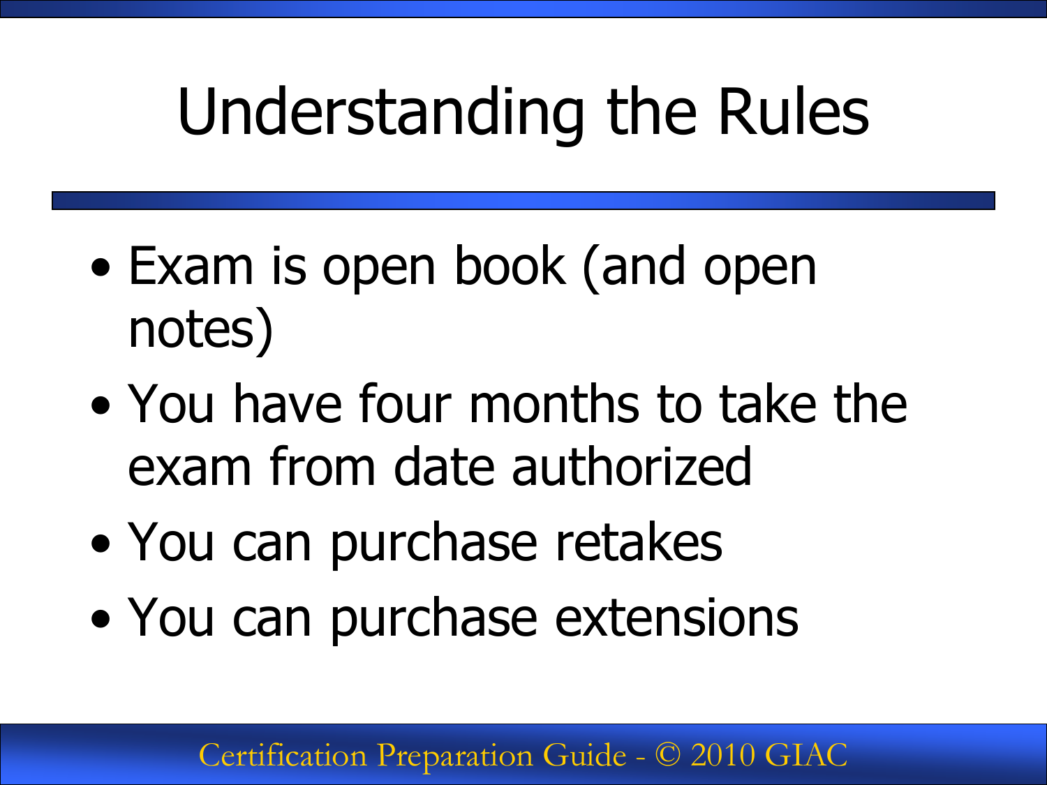# Understanding the Rules

- Exam is open book (and open notes)
- You have four months to take the exam from date authorized
- You can purchase retakes
- You can purchase extensions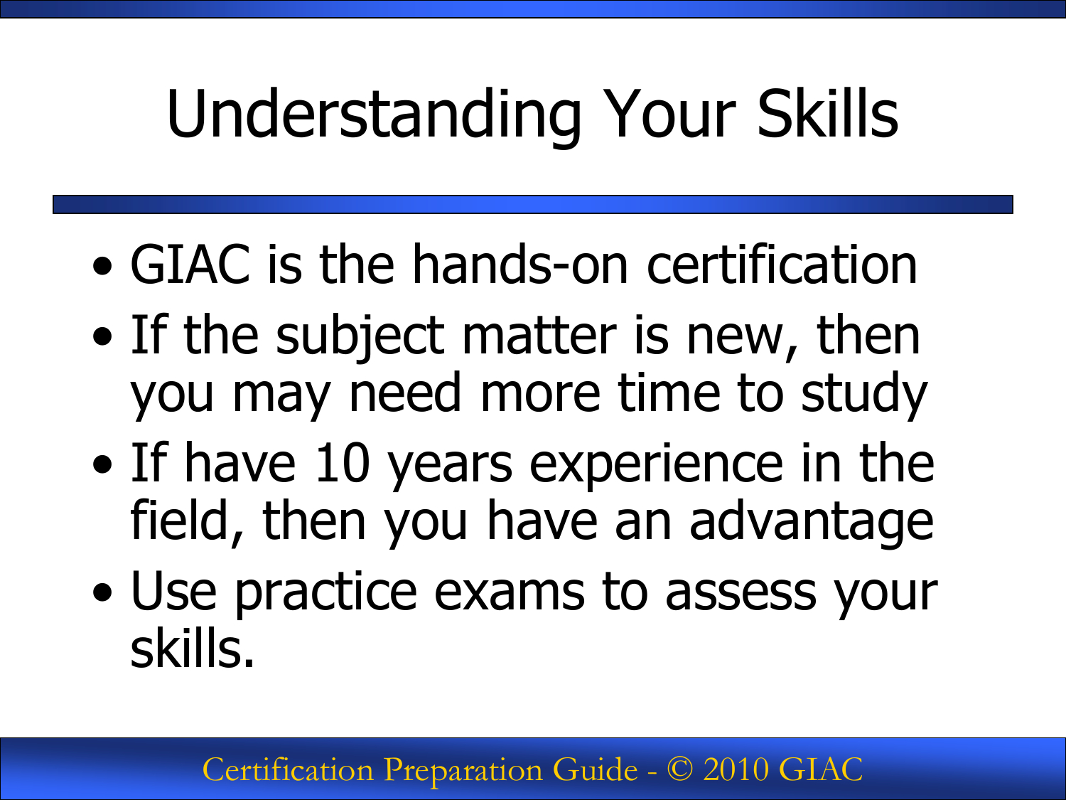# Understanding Your Skills

- GIAC is the hands-on certification
- If the subject matter is new, then you may need more time to study
- If have 10 years experience in the field, then you have an advantage
- Use practice exams to assess your skills.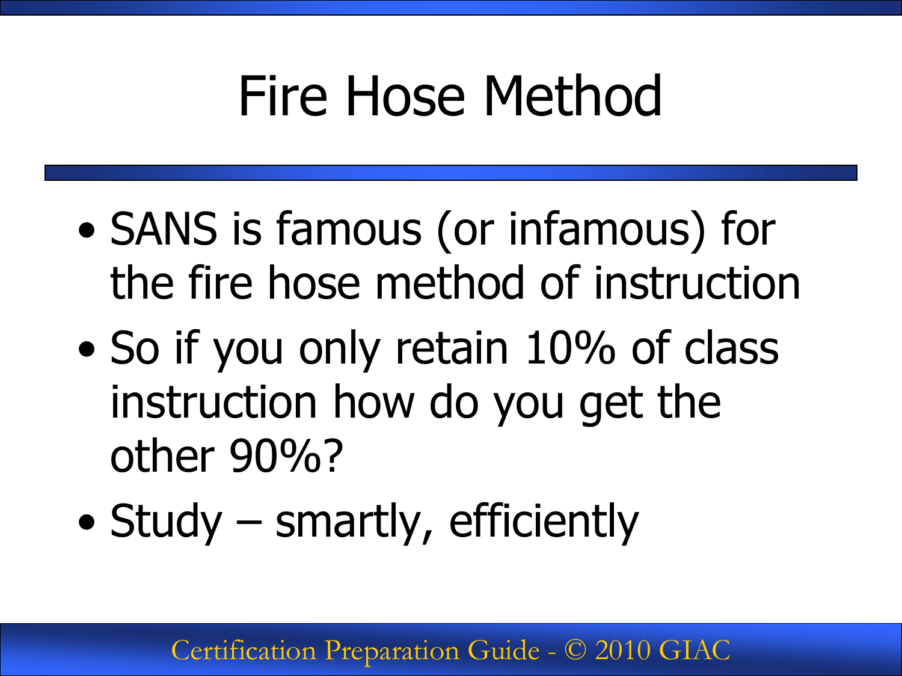# Fire Hose Method

- SANS is famous (or infamous) for the fire hose method of instruction
- So if you only retain 10% of class instruction how do you get the other 90%?
- Study – smartly, efficiently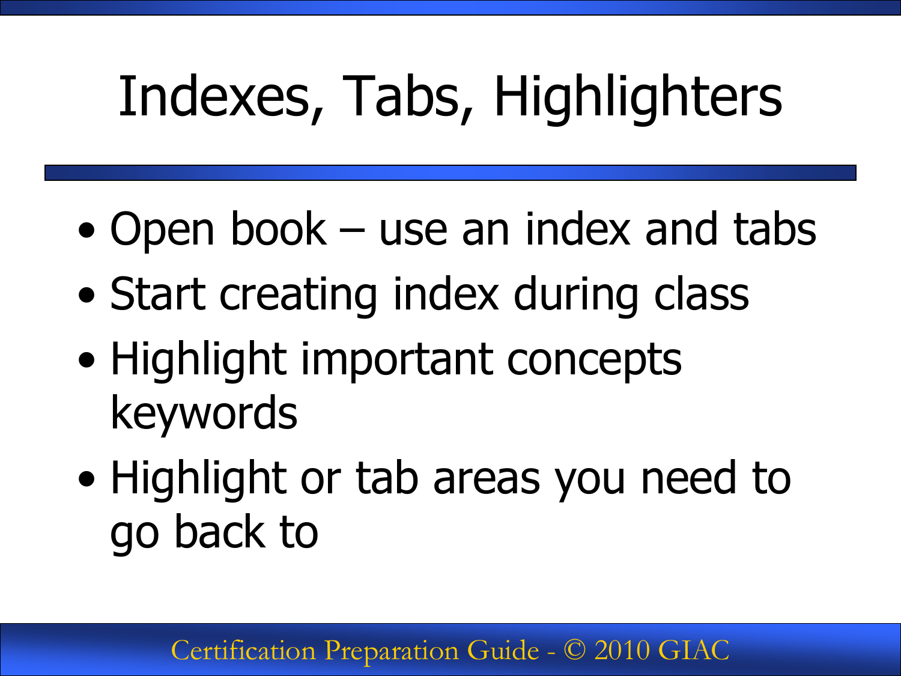# Indexes, Tabs, Highlighters

- Open book – use an index and tabs
- Start creating index during class
- Highlight important concepts keywords
- Highlight or tab areas you need to go back to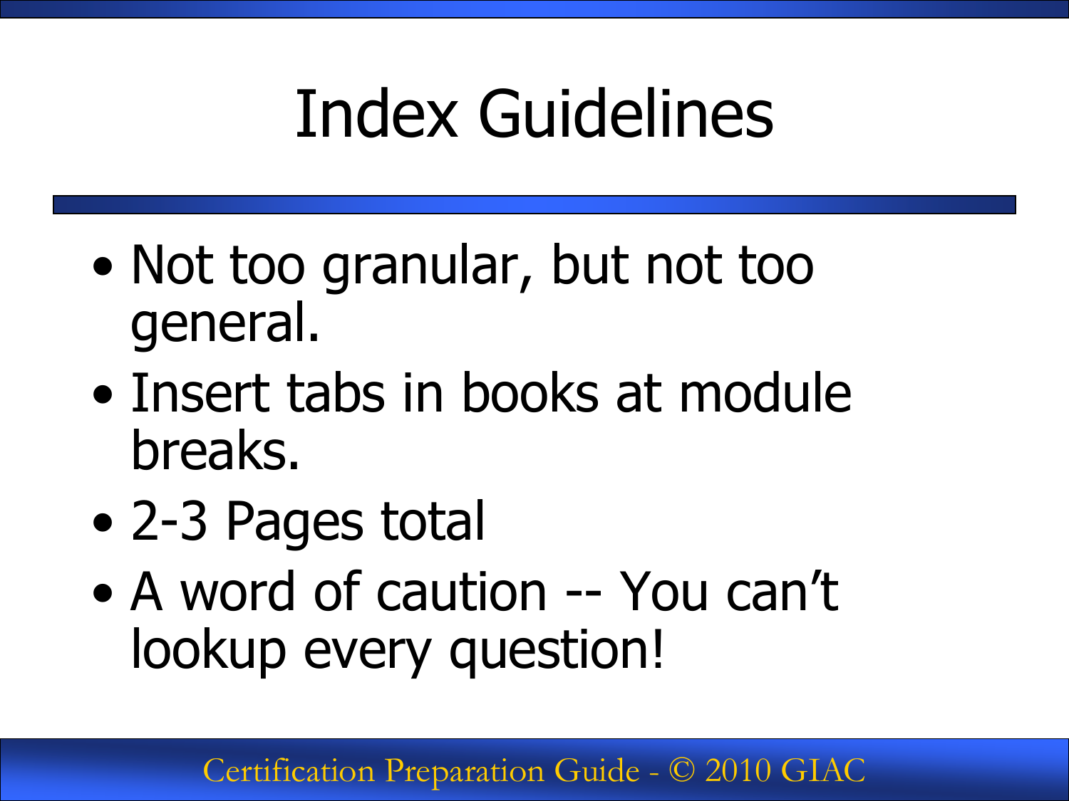# Index Guidelines

- Not too granular, but not too general.
- Insert tabs in books at module breaks.
- 2-3 Pages total
- A word of caution -- You can't lookup every question!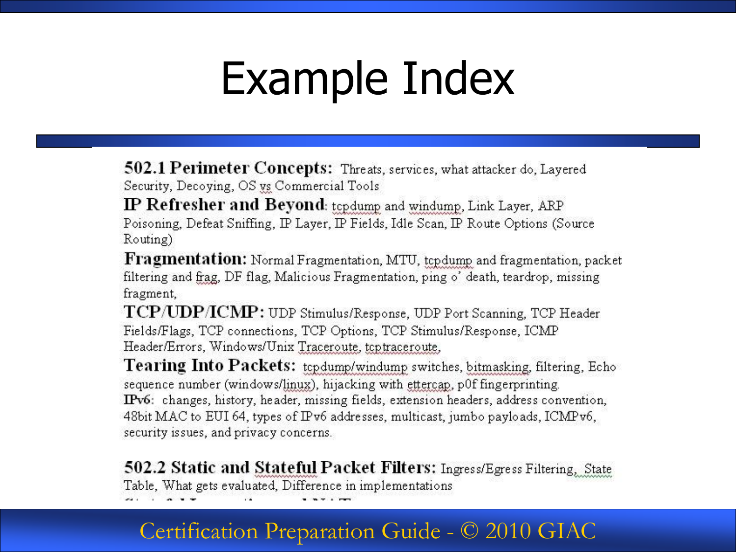# Example Index

**502.1 Perimeter Concepts:** Threats, services, what attacker do, Layered Security, Decoying, OS vs Commercial Tools

**IP Refresher and Beyond:** tcpdump and windump, Link Layer, ARP Poisoning, Defeat Sniffing, IP Layer, IP Fields, Idle Scan, IP Route Options (Source Routing)

**Fragmentation:** Normal Fragmentation, MTU, tcpdump and fragmentation, packet filtering and frag, DF flag, Malicious Fragmentation, ping o' death, teardrop, missing fragment,

**TCP/UDP/ICMP:** UDP Stimulus/Response, UDP Port Scanning, TCP Header Fields/Flags, TCP connections, TCP Options, TCP Stimulus/Response, ICMP Header/Errors, Windows/Unix Traceroute, tcptraceroute,

**Tearing Into Packets:** tcpdump/windump switches, bitmasking, filtering, Echo sequence number (windows/linux), hijacking with ettercap, p0f fingerprinting.

**IPv6:** changes, history, header, missing fields, extension headers, address convention, 48bit MAC to EUI 64, types of IPv6 addresses, multicast, jumbo payloads, ICMPv6, security issues, and privacy concerns.

**502.2 Static and Stateful Packet Filters:** Ingress/Egress Filtering, State Table, What gets evaluated, Difference in implementations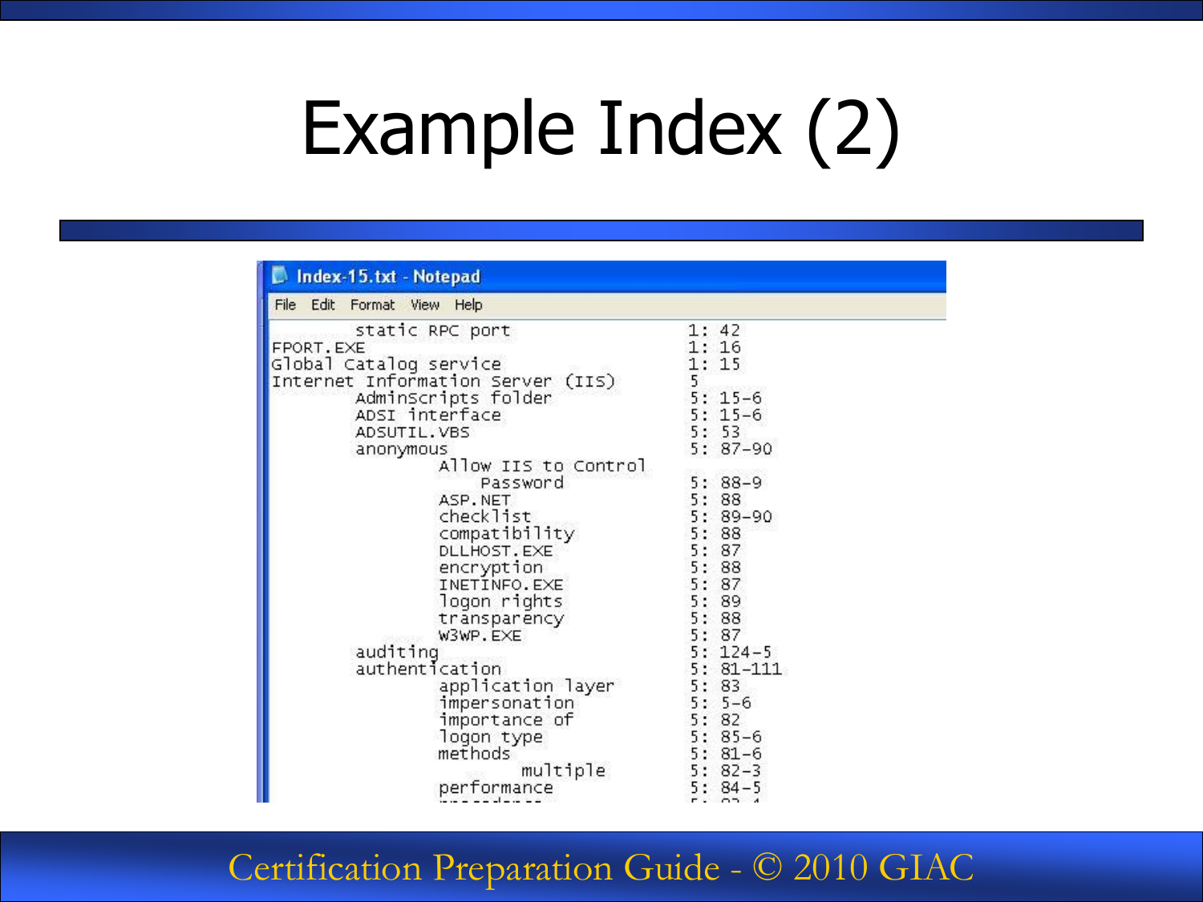# Example Index (2)

Index-15.txt - Notepad

File Edit Format View Help

```
        static RPC port                                 1: 42
FPORT.EXE                                               1: 16
Global Catalog service                                  1: 15
Internet Information Server (IIS)                       5
        AdminScripts folder                             5: 15-6
        ADSI interface                                  5: 15-6
        ADSUTIL.VBS                                     5: 53
        anonymous                                       5: 87-90
                Allow IIS to Control
                    Password                            5: 88-9
                ASP.NET                                 5: 88
                checklist                               5: 89-90
                compatibility                           5: 88
                DLLHOST.EXE                             5: 87
                encryption                              5: 88
                INETINFO.EXE                            5: 87
                logon rights                            5: 89
                transparency                            5: 88
                W3WP.EXE                                5: 87
        auditing                                        5: 124-5
        authentication                                  5: 81-111
                application layer                       5: 83
                impersonation                           5: 5-6
                importance of                           5: 82
                logon type                              5: 85-6
                methods                                 5: 81-6
                        multiple                        5: 82-3
                performance                             5: 84-5
```

Certification Preparation Guide - © 2010 GIAC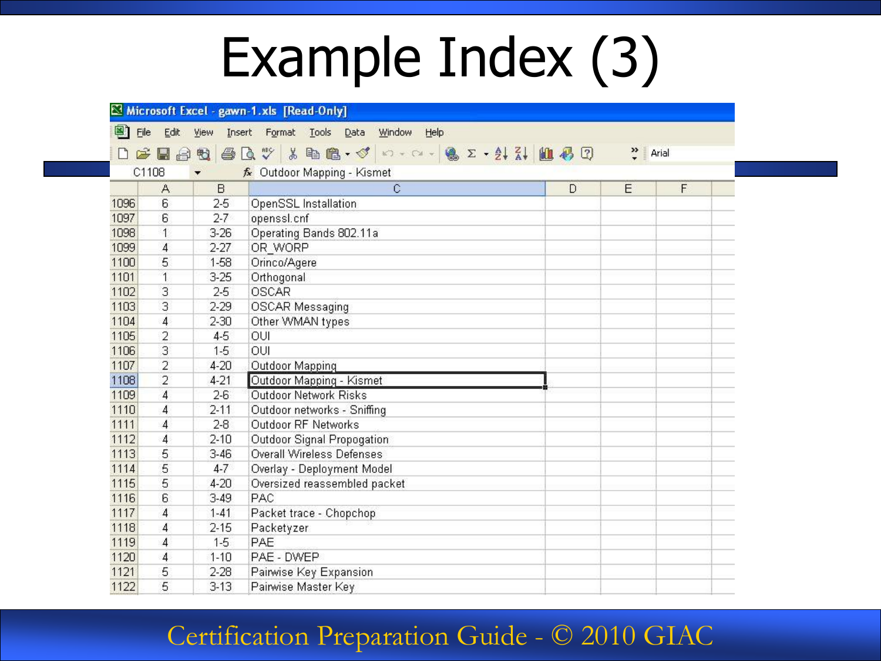# Example Index (3)

Microsoft Excel - gawn-1.xls [Read-Only]

C1108 — Outdoor Mapping - Kismet

| | A | B | C | D | E | F |
|---|---|---|---|---|---|---|
| 1096 | 6 | 2-5 | OpenSSL Installation | | | |
| 1097 | 6 | 2-7 | openssl.cnf | | | |
| 1098 | 1 | 3-26 | Operating Bands 802.11a | | | |
| 1099 | 4 | 2-27 | OR_WORP | | | |
| 1100 | 5 | 1-58 | Orinco/Agere | | | |
| 1101 | 1 | 3-25 | Orthogonal | | | |
| 1102 | 3 | 2-5 | OSCAR | | | |
| 1103 | 3 | 2-29 | OSCAR Messaging | | | |
| 1104 | 4 | 2-30 | Other WMAN types | | | |
| 1105 | 2 | 4-5 | OUI | | | |
| 1106 | 3 | 1-5 | OUI | | | |
| 1107 | 2 | 4-20 | Outdoor Mapping | | | |
| 1108 | 2 | 4-21 | Outdoor Mapping - Kismet | | | |
| 1109 | 4 | 2-6 | Outdoor Network Risks | | | |
| 1110 | 4 | 2-11 | Outdoor networks - Sniffing | | | |
| 1111 | 4 | 2-8 | Outdoor RF Networks | | | |
| 1112 | 4 | 2-10 | Outdoor Signal Propogation | | | |
| 1113 | 5 | 3-46 | Overall Wireless Defenses | | | |
| 1114 | 5 | 4-7 | Overlay - Deployment Model | | | |
| 1115 | 5 | 4-20 | Oversized reassembled packet | | | |
| 1116 | 6 | 3-49 | PAC | | | |
| 1117 | 4 | 1-41 | Packet trace - Chopchop | | | |
| 1118 | 4 | 2-15 | Packetyzer | | | |
| 1119 | 4 | 1-5 | PAE | | | |
| 1120 | 4 | 1-10 | PAE - DWEP | | | |
| 1121 | 5 | 2-28 | Pairwise Key Expansion | | | |
| 1122 | 5 | 3-13 | Pairwise Master Key | | | |

Certification Preparation Guide - © 2010 GIAC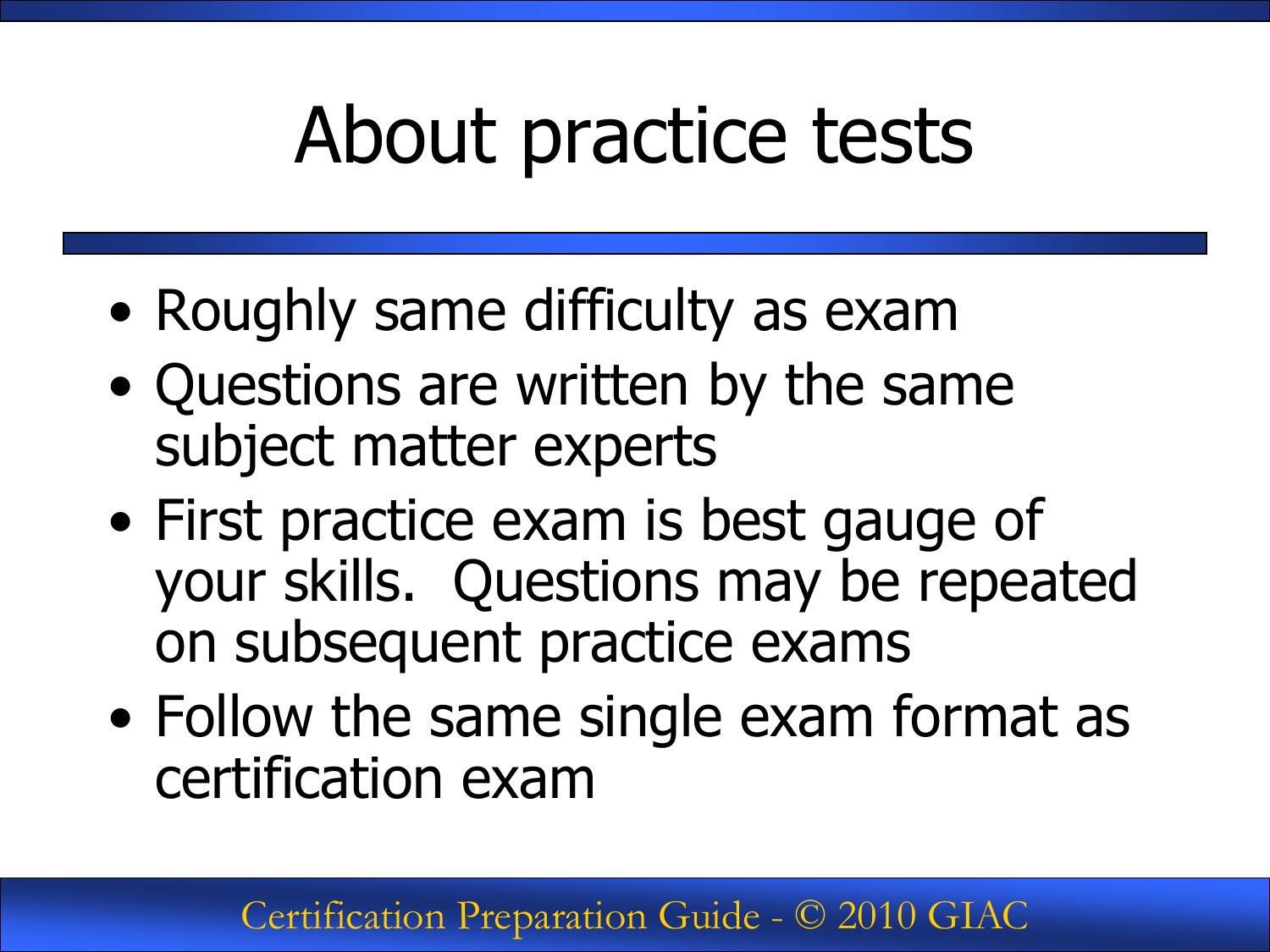# About practice tests

- Roughly same difficulty as exam
- Questions are written by the same subject matter experts
- First practice exam is best gauge of your skills. Questions may be repeated on subsequent practice exams
- Follow the same single exam format as certification exam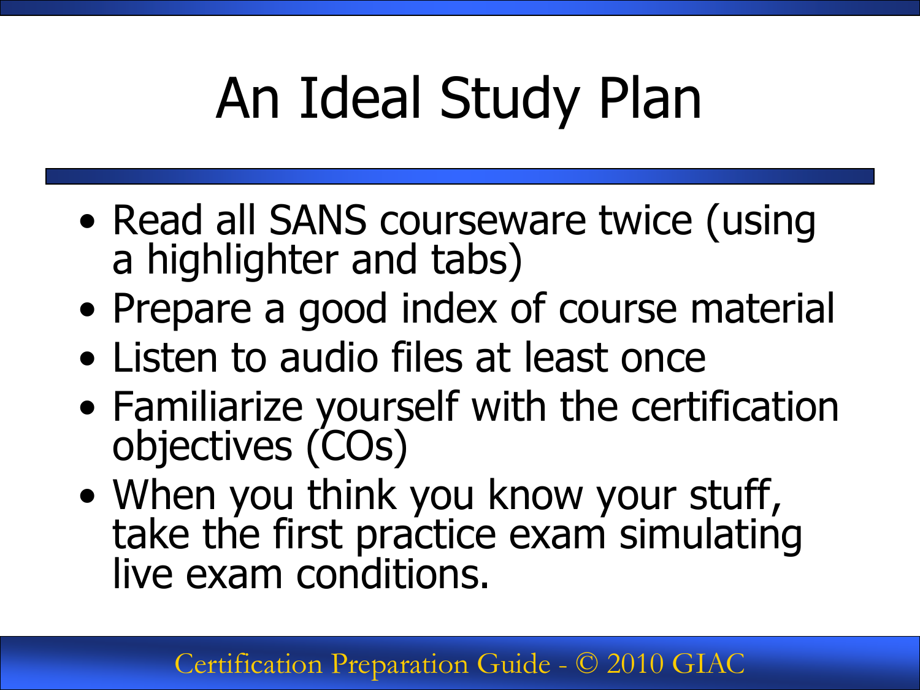# An Ideal Study Plan

- Read all SANS courseware twice (using a highlighter and tabs)
- Prepare a good index of course material
- Listen to audio files at least once
- Familiarize yourself with the certification objectives (COs)
- When you think you know your stuff, take the first practice exam simulating live exam conditions.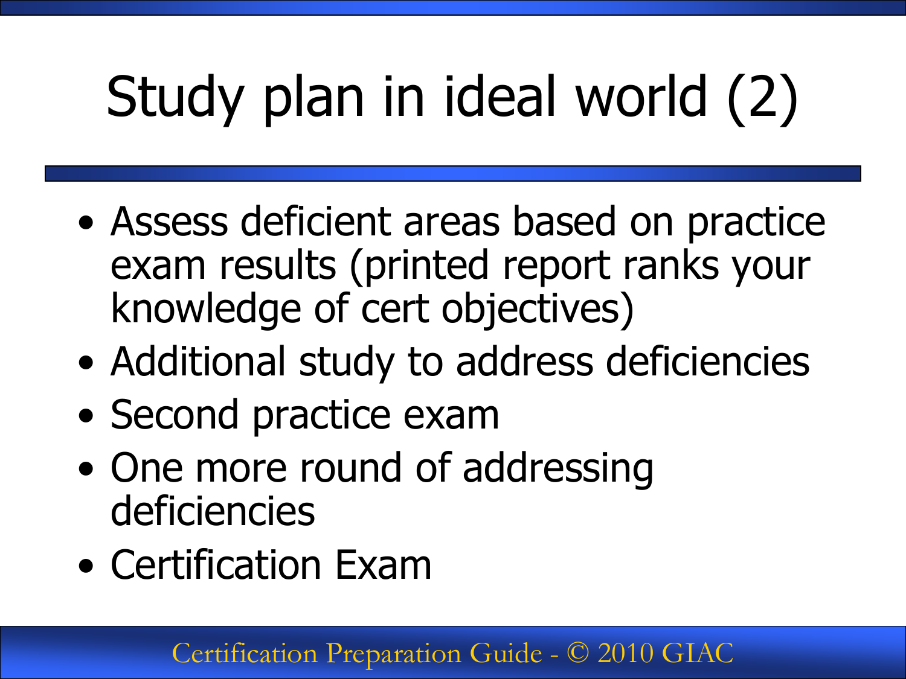# Study plan in ideal world (2)

- Assess deficient areas based on practice exam results (printed report ranks your knowledge of cert objectives)
- Additional study to address deficiencies
- Second practice exam
- One more round of addressing deficiencies
- Certification Exam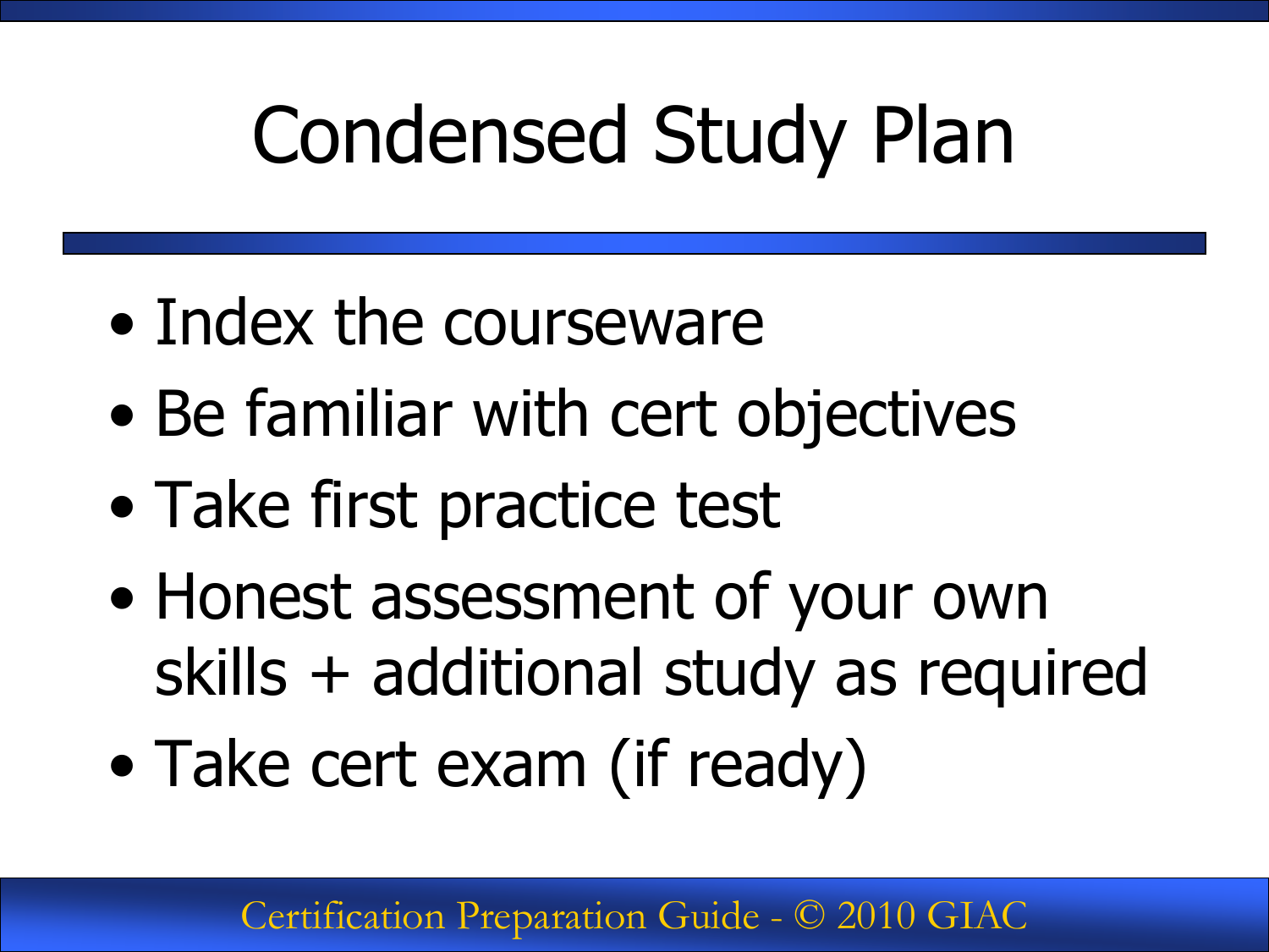# Condensed Study Plan

- Index the courseware
- Be familiar with cert objectives
- Take first practice test
- Honest assessment of your own skills + additional study as required
- Take cert exam (if ready)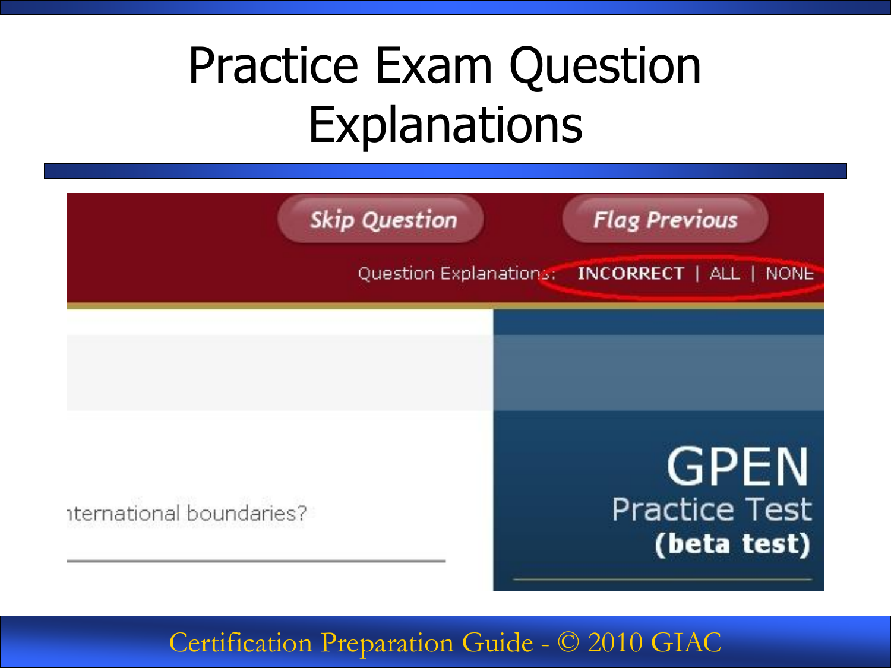# Practice Exam Question Explanations

Skip Question

Flag Previous

Question Explanations: INCORRECT | ALL | NONE

nternational boundaries?

GPEN

Practice Test

**(beta test)**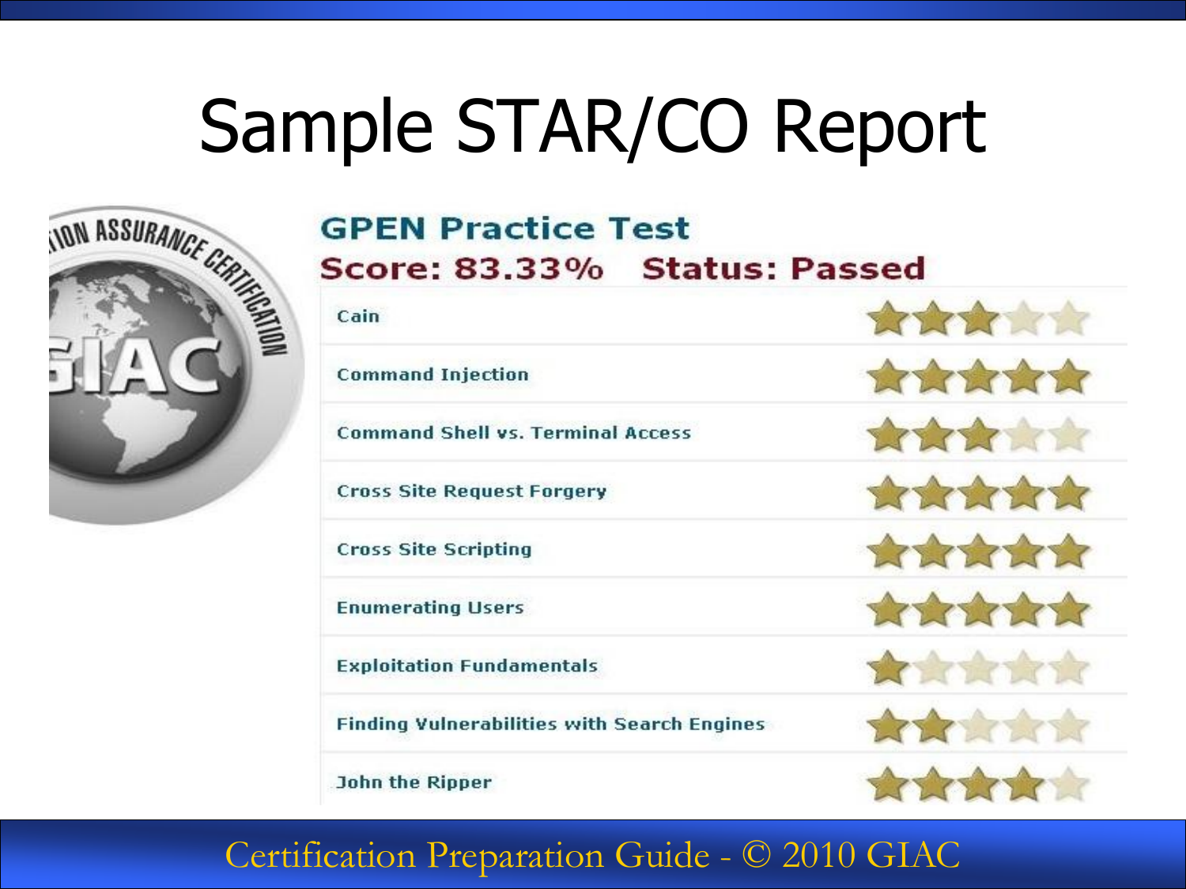# Sample STAR/CO Report

## GPEN Practice Test

**Score: 83.33%  Status: Passed**

| Topic | Rating |
| --- | --- |
| Cain | 3 of 5 stars |
| Command Injection | 5 of 5 stars |
| Command Shell vs. Terminal Access | 3 of 5 stars |
| Cross Site Request Forgery | 5 of 5 stars |
| Cross Site Scripting | 5 of 5 stars |
| Enumerating Users | 5 of 5 stars |
| Exploitation Fundamentals | 1 of 5 stars |
| Finding Vulnerabilities with Search Engines | 2 of 5 stars |
| John the Ripper | 4 of 5 stars |

Certification Preparation Guide - © 2010 GIAC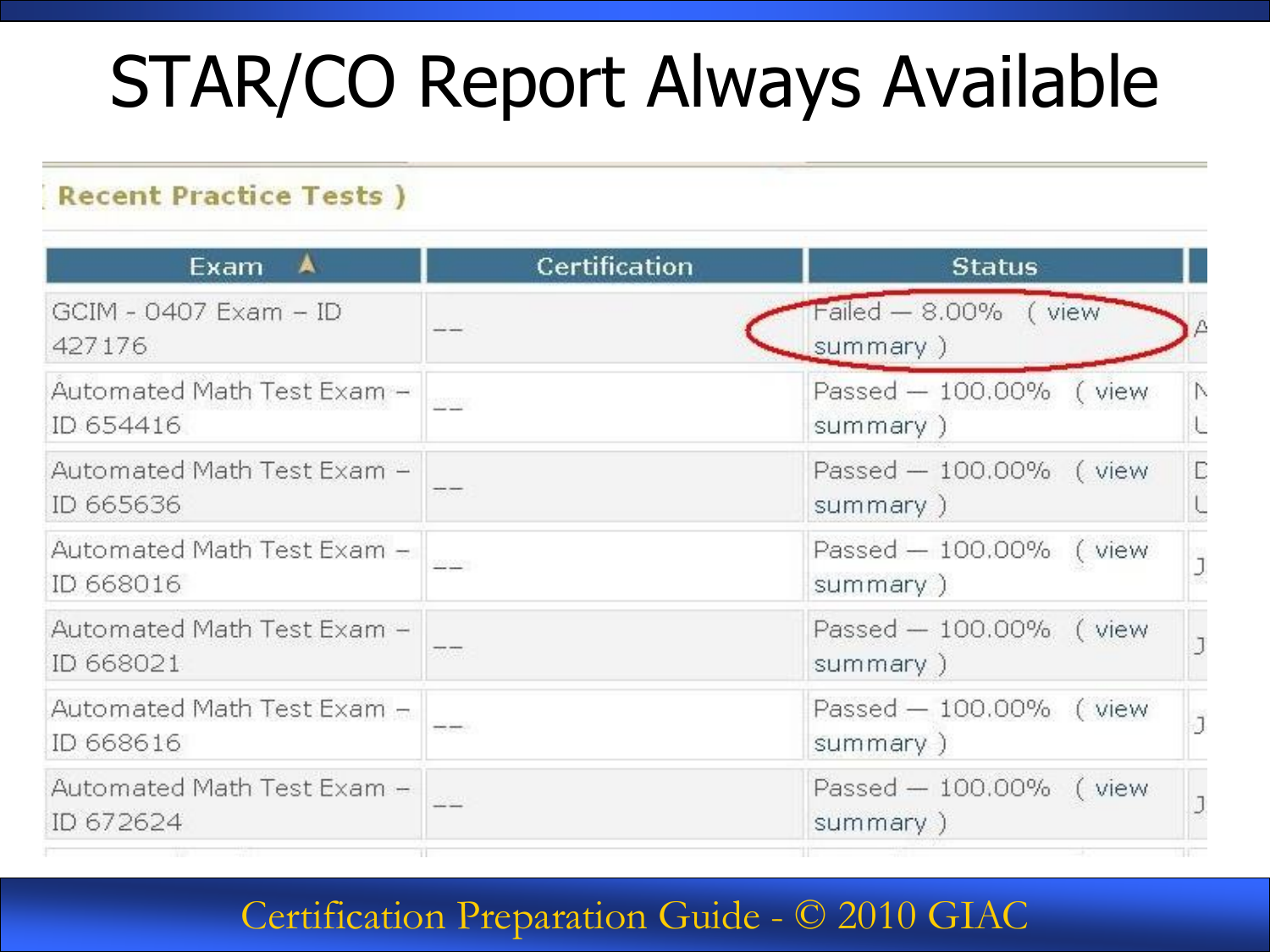# STAR/CO Report Always Available

**Recent Practice Tests )**

| Exam | Certification | Status |
|---|---|---|
| GCIM - 0407 Exam – ID 427176 | -- | Failed — 8.00% ( view summary ) |
| Automated Math Test Exam – ID 654416 | -- | Passed — 100.00% ( view summary ) |
| Automated Math Test Exam – ID 665636 | -- | Passed — 100.00% ( view summary ) |
| Automated Math Test Exam – ID 668016 | -- | Passed — 100.00% ( view summary ) |
| Automated Math Test Exam – ID 668021 | -- | Passed — 100.00% ( view summary ) |
| Automated Math Test Exam – ID 668616 | -- | Passed — 100.00% ( view summary ) |
| Automated Math Test Exam – ID 672624 | -- | Passed — 100.00% ( view summary ) |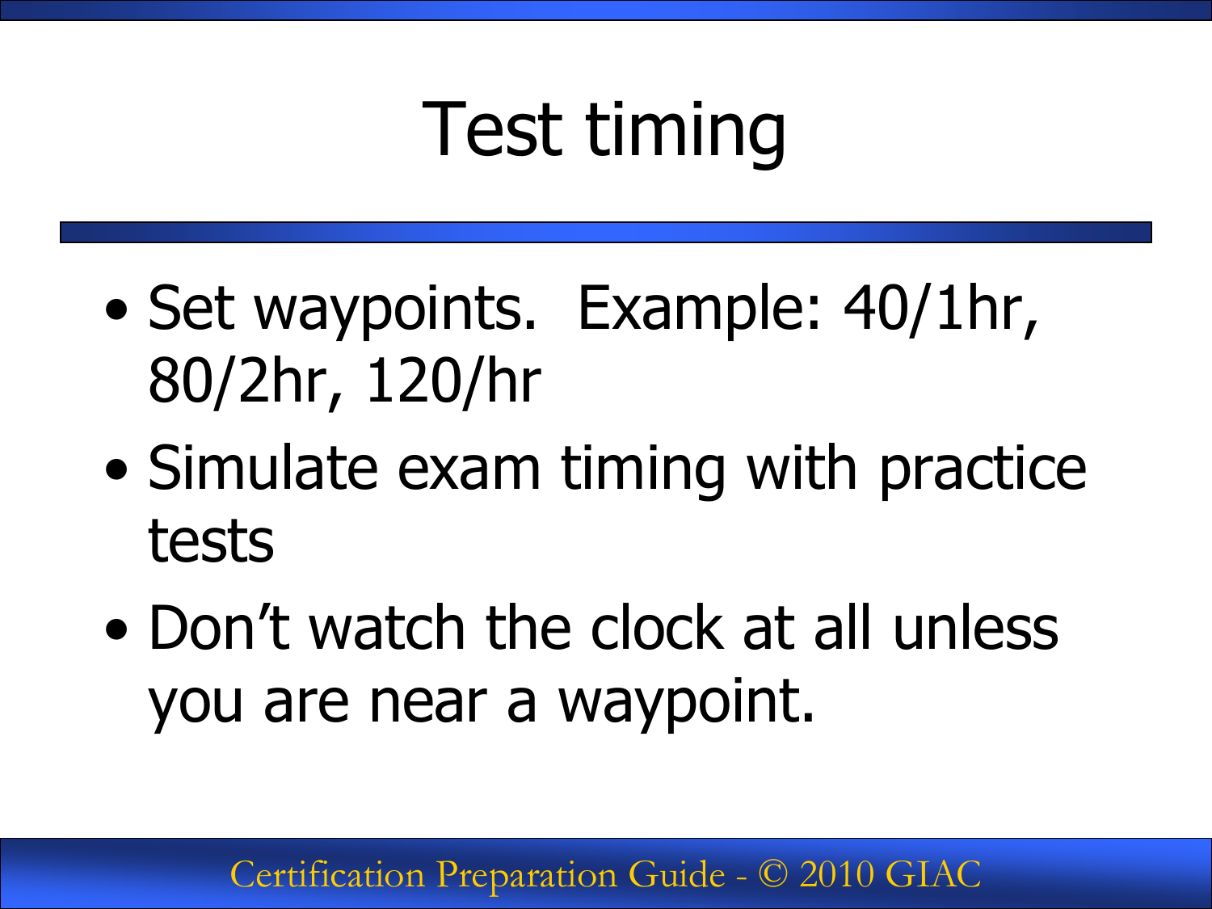# Test timing

- Set waypoints. Example: 40/1hr, 80/2hr, 120/hr
- Simulate exam timing with practice tests
- Don’t watch the clock at all unless you are near a waypoint.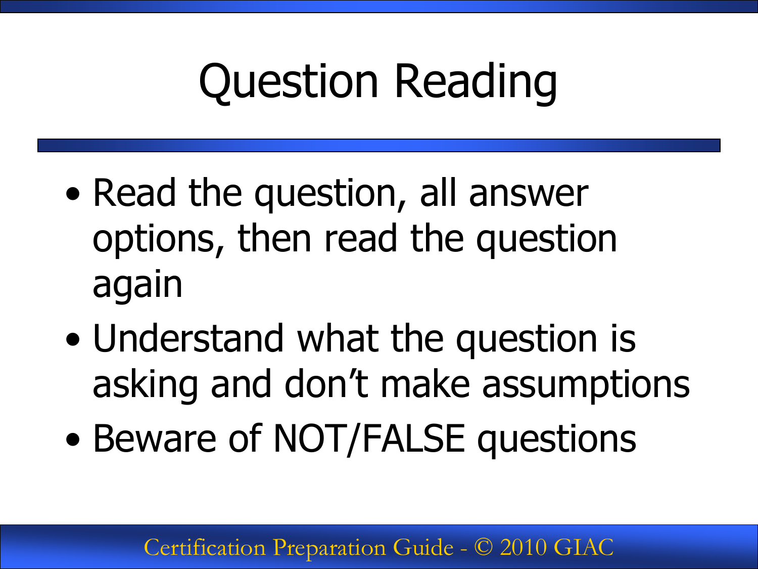# Question Reading

- Read the question, all answer options, then read the question again
- Understand what the question is asking and don't make assumptions
- Beware of NOT/FALSE questions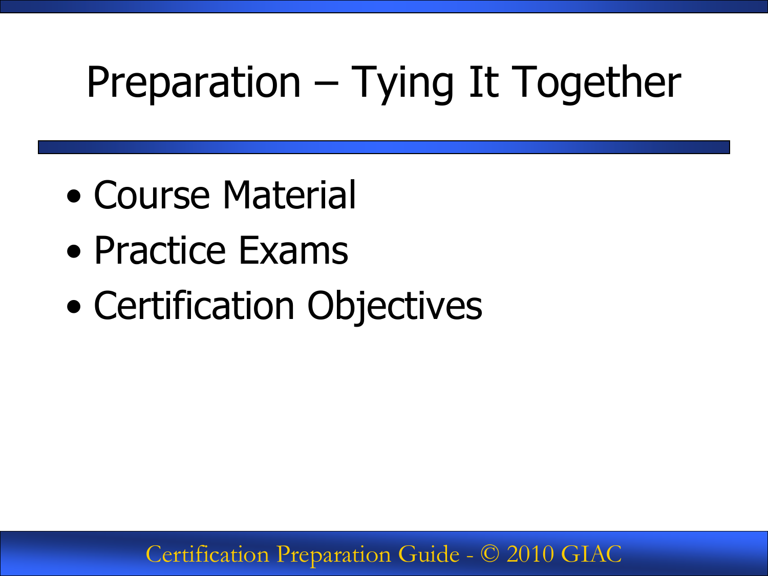# Preparation – Tying It Together

- Course Material
- Practice Exams
- Certification Objectives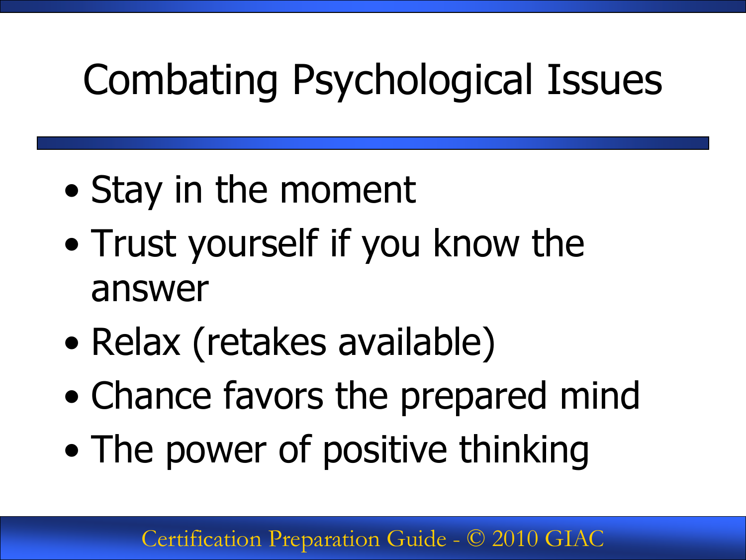# Combating Psychological Issues

- Stay in the moment
- Trust yourself if you know the answer
- Relax (retakes available)
- Chance favors the prepared mind
- The power of positive thinking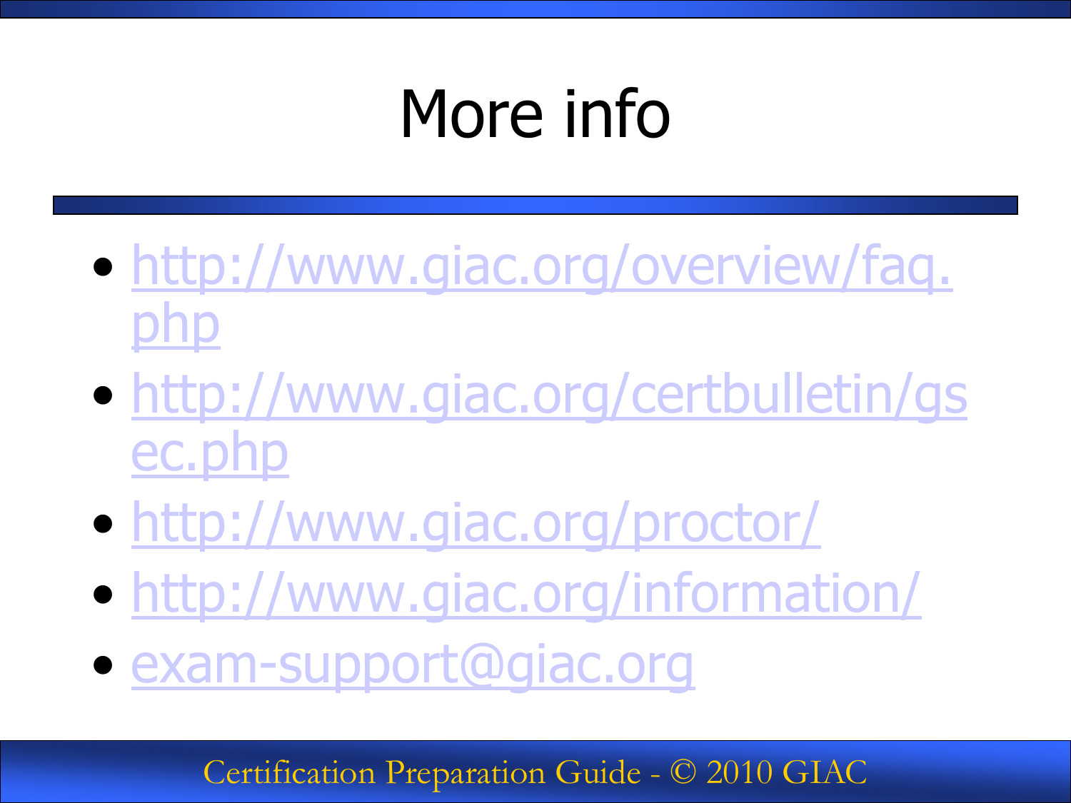# More info

- http://www.giac.org/overview/faq.php
- http://www.giac.org/certbulletin/gsec.php
- http://www.giac.org/proctor/
- http://www.giac.org/information/
- exam-support@giac.org